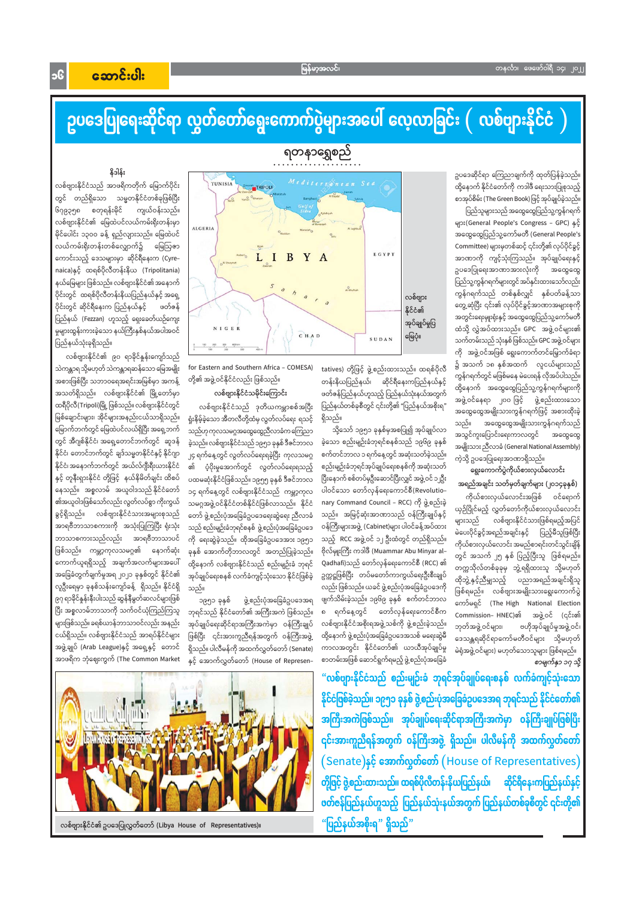# ဥပဒေပြုရေးဆိုင်ရာ လွှတ်တော်ရွေးကောက်ပွဲများအပေါ် လေ့လာခြင်း ( လစ်ဗျားနိုင်ငံ )

ရတနာရွှေစည်

### နိဒါန်း

လစ်ဗျားနိုင်ငံသည် အာဖရိကတိုက် မြောက်ပိုင်းတွင် တည်ရှိသော သမ္မတနိုင်ငံတစ်ခုဖြစ်ပြီး ၆၇၉၃၆၃ စတုရန်းမိုင် ကျယ်ဝန်းသည်။ လစ်ဗျားနိုင်ငံ၏ မြေထဲပင်လယ်ကမ်းရိုးတန်းမှာ မိုင်ပေါင်း ၁၃၀၀ ခန့် ရှည်လျားသည်။ မြေထဲပင်လယ်ကမ်းရိုးတန်းတစ်လျှောက်၌ မြေဩဇာကောင်းသည့် ဒေသများမှာ ဆိုင်ရီနေးက (Cyrenaica)နှင့် ထရစ်ပိုလီတန်းနီယ (Tripolitania) နယ်မြေများ ဖြစ်သည်။ လစ်ဗျားနိုင်ငံ၏ အနောက်ပိုင်းတွင် ထရစ်ပိုလီတန်းနီယပြည်နယ်နှင့် အရှေ့ပိုင်းတွင် ဆိုင်ရီနေးက ပြည်နယ်နှင့် ဖတ်ဇန်ပြည်နယ် (Fezzan) ဟူသည့် ရှေးခေတ်ယဉ်ကျေးမှုများထွန်းကားခဲ့သော နယ်ကြီးနှစ်နယ်အပါအဝင် ပြည်နယ်သုံးခုရှိသည်။

လစ်ဗျားနိုင်ငံ၏ ၉၀ ရာခိုင်နှုန်းကျော်သည် သဲကန္တာရ သို့မဟုတ် သဲကန္တာရဆန်သော မြေများ အစားဖြစ်ပြီး သဘာဝရေနေအမြဲမှာ အကန့်အသတ်ရှိသည်။ လစ်ဗျားနိုင်ငံ၏ မြို့တော်မှာ ထရီပိုလီ(Tripoli)မြို့ ဖြစ်သည်။ လစ်ဗျားနိုင်ငံတွင် မြစ်ချောင်းများ အိုင်များအနည်းငယ်သာရှိသည်။ မြောက်ဘက်တွင် မြေထဲပင်လယ်ရှိပြီး အရှေ့ဘက်တွင် အီဂျစ်နိုင်ငံ၊ အရှေ့တောင်ဘက်တွင် ဆူဒန်နိုင်ငံ၊ တောင်ဘက်တွင် ချဒ်သမ္မတနိုင်ငံနှင့် နိုင်ဂျာနိုင်ငံ၊အနောက်ဘက်တွင် အယ်လ်ဂျီးရီးယားနိုင်ငံနှင့် တူနီးရှားနိုင်ငံ တို့ဖြင့် နယ်နိမိတ်ချင်း ထိစပ်နေသည်။ အစ္စလာမ် အယူဝါဒသည် နိုင်ငံတော်၏အယူဝါဒဖြစ်သော်လည်း လွတ်လပ်စွာ ကိုးကွယ်ခွင့်ရှိသည်။ လစ်ဗျားနိုင်ငံသားအများစုသည် အာရဗီဘာသာစကားကို အသုံးပြုကြပြီး ရုံးသုံးဘာသာစကားသည်လည်း အာရဗီဘာသာပင်ဖြစ်သည်။ ကမ္ဘာ့ကုလသမဂ္ဂ၏ နောက်ဆုံးကောက်ယူရရှိသည့် အချက်အလက်များအပေါ် အခြေခံတွက်ချက်မှုအရ ၂၀၂၁ ခုနှစ်တွင် နိုင်ငံ၏ လူဦးရေမှာ ခုနှစ်သန်းကျော်ခန့် ရှိသည်။ နိုင်ငံရှိ ၉၇ ရာခိုင်နှုန်းခန့်းပါးသည် ဆွန်နီမွတ်ဆလင်များဖြစ်ပြီး အစ္စလာမ်ဘာသာကို သက်ဝင်ယုံကြည်ကြသူများဖြစ်သည်။ ခရစ်ယာန်ဘာသာဝင်လည်း အနည်းငယ်ရှိသည်။ လစ်ဗျားနိုင်ငံသည် အာရပ်နိုင်ငံများ အဖွဲ့ချုပ် (Arab League)နှင့် အရှေ့နှင့် တောင်အာဖရိက ဘုံဈေးကွက် (The Common Market for Eastern and Southern Africa – COMESA) တို့၏ အဖွဲ့ဝင်နိုင်ငံလည်း ဖြစ်သည်။

### လစ်ဗျားနိုင်ငံသမိုင်းကြောင်း

လစ်ဗျားနိုင်ငံသည် ဒုတိယကမ္ဘာစစ်အပြီး ရှုံးနိမ့်ခဲ့သော အီတလီတို့ထံမှ လွတ်လပ်ရေး ရလိုသည်ဟု ကုလသမဂ္ဂအထွေထွေညီလာခံက ကြေညာခဲ့သည်။ လစ်ဗျားနိုင်ငံသည် ၁၉၅၁ ခုနှစ် ဒီဇင်ဘာလ ၂၄ ရက်နေ့တွင် လွတ်လပ်ရေးရခဲ့ပြီး ကုလသမဂ္ဂ၏ ပံ့ပိုးမှုအောက်တွင် လွတ်လပ်ရေးရသည့် ပထမဆုံးနိုင်ငံဖြစ်သည်။ ၁၉၅၅ ခုနှစ် ဒီဇင်ဘာလ ၁၄ ရက်နေ့တွင် လစ်ဗျားနိုင်ငံသည် ကမ္ဘာ့ကုလသမဂ္ဂအဖွဲ့ဝင်နိုင်ငံတစ်နိုင်ငံဖြစ်လာသည်။ နိုင်ငံတော် ဖွဲ့စည်းပုံအခြေခံဥပဒေရေးဆွဲရေး ညီလာခံသည် စည်းမျဉ်းခံဘုရင်စနစ် ဖွဲ့စည်းပုံအခြေခံဥပဒေကို ရေးဆွဲခဲ့သည်။ ထိုအခြေခံဥပဒေအရ ၁၉၅၁ ခုနှစ် အောက်တိုဘာလတွင် အတည်ပြုခဲ့သည်။ ထို့နောက် လစ်ဗျားနိုင်ငံသည် စည်းမျဉ်းခံ ဘုရင်အုပ်ချုပ်ရေးစနစ် လက်ခံကျင့်သုံးသော နိုင်ငံဖြစ်ခဲ့သည်။

၁၉၅၁ ခုနှစ် ဖွဲ့စည်းပုံအခြေခံဥပဒေအရ ဘုရင်သည် နိုင်ငံတော်၏ အကြီးအကဲ ဖြစ်သည်။ အုပ်ချုပ်ရေးဆိုင်ရာအကြီးအကဲမှာ ဝန်ကြီးချုပ်ဖြစ်ပြီး ၎င်းအားကူညီရန်အတွက် ဝန်ကြီးအဖွဲ့ ရှိသည်။ ပါလီမန်ကို အထက်လွှတ်တော် (Senate) နှင့် အောက်လွှတ်တော် (House of Representatives) တို့ဖြင့် ဖွဲ့စည်းထားသည်။ ထရစ်ပိုလီတန်းနီယပြည်နယ်၊ ဆိုင်ရီနေးကပြည်နယ်နှင့် ဖတ်ဇန်ပြည်နယ်ဟူသည့် ပြည်နယ်သုံးနယ်အတွက် ပြည်နယ်တစ်ခုစီတွင် ၎င်းတို့၏ "ပြည်နယ်အစိုးရ" ရှိသည်။

သို့သော် ၁၉၅၁ ခုနှစ်မှအစပြု၍ အုပ်ချုပ်လာခဲ့သော စည်းမျဉ်းခံဘုရင်စနစ်သည် ၁၉၆၉ ခုနှစ် စက်တင်ဘာလ ၁ ရက်နေ့တွင် အဆုံးသတ်ခဲ့သည်။ စည်းမျဉ်းခံဘုရင်အုပ်ချုပ်ရေးစနစ်ကို အဆုံးသတ်ပြီးနောက် စစ်တပ်မှဦးဆောင်ပြီးလျှင် အဖွဲ့ဝင် ၁၂ဦးပါဝင်သော တော်လှန်ရေးကောင်စီ (Revolutionary Command Council – RCC) ကို ဖွဲ့စည်းခဲ့သည်။ အမြင့်ဆုံးအာဏာသည် ဝန်ကြီးချုပ်နှင့် ဝန်ကြီးများအဖွဲ့ (Cabinet)များ ပါဝင်ခန့်အပ်ထားသည့် RCC အဖွဲ့ဝင် ၁၂ ဦးထံတွင် တည်ရှိသည်။ ဗိုလ်မှူးကြီး ကဒါဖီ (Muammar Abu Minyar al-Qadhafi)သည် တော်လှန်ရေးကောင်စီ (RCC) ၏ ဥက္ကဋ္ဌဖြစ်ပြီး တပ်မတော်ကာကွယ်ရေးဦးစီးချုပ်လည်း ဖြစ်သည်။ ယခင် ဖွဲ့စည်းပုံအခြေခံဥပဒေကို ဖျက်သိမ်းခဲ့သည်။ ၁၉၆၉ ခုနှစ် စက်တင်ဘာလ ၈ ရက်နေ့တွင် တော်လှန်ရေးကောင်စီက လစ်ဗျားနိုင်ငံအစိုးရအဖွဲ့သစ်ကို ဖွဲ့စည်းခဲ့သည်။ ထို့နောက် ဖွဲ့စည်းပုံအခြေခံဥပဒေသစ် မရေးဆွဲခဲ့ကာသော်လည်း၊ နိုင်ငံတော်၏ ယာယီအုပ်ချုပ်မှုစာတမ်းအဖြစ် ဆောင်ရွက်ရမည့် ဖွဲ့စည်းပုံအခြေခံဥပဒေဆိုင်ရာ ကြေညာချက်ကို ထုတ်ပြန်ခဲ့သည်။ ထို့နောက် နိုင်ငံတော်ကို ကဒါဖီ ရေးသားပြုစုသည့် စာအုပ်စိမ်း (The Green Book) ဖြင့် အုပ်ချုပ်ခဲ့သည်။

ပြည်သူများသည် အထွေထွေပြည်သူ့ကွန်ဂရက်များ (General People's Congress – GPC) နှင့် အထွေထွေပြည်သူ့ကော်မတီ (General People's Committee) များမှတစ်ဆင့် ၎င်းတို့၏ လုပ်ပိုင်ခွင့်အာဏာကို ကျင့်သုံးကြသည်။ အုပ်ချုပ်ရေးနှင့် ဥပဒေပြုရေးအာဏာအားလုံးကို အထွေထွေပြည်သူ့ကွန်ဂရက်များတွင် အပ်နှင်းထားသော်လည်း ကွန်ဂရက်သည် တစ်နှစ်လျှင် နှစ်ပတ်ခန့်သာ တွေ့ဆုံပြီး ၎င်း၏ လုပ်ပိုင်ခွင့်အာဏာအများစုကို အတွင်းရေးမှူးရုံးနှင့် အထွေထွေပြည်သူ့ကော်မတီထံသို့ လွှဲအပ်ထားသည်။ GPC အဖွဲ့ဝင်များ၏ သက်တမ်းသည် သုံးနှစ် ဖြစ်သည်။ GPC အဖွဲ့ဝင်များကို အဖွဲ့ဝင်အဖြစ် ရွေးကောက်တင်မြှောက်ခံရပြီး အသက် ၁၈ နှစ်အထက် လူငယ်များသည် ကွန်ဂရက်ကို မဖြစ်မနေ မဲပေးရန် လိုအပ်ပါသည်။ ထို့နောက် အထွေထွေပြည်သူ့ကွန်ဂရက်များကို အဖွဲ့ဝင်နေရာ ၂၀၀ ဖြင့် ဖွဲ့စည်းထားသော အထွေထွေအမျိုးသားကွန်ဂရက်ဖြင့် အစားထိုးခဲ့သည်။ အထွေထွေအမျိုးသားကွန်ဂရက်သည် အသွင်ကူးပြောင်းရေးကာလတွင် အထွေထွေအမျိုးသား ညီလာခံ (General National Assembly) ကဲ့သို့ ဥပဒေပြုရေးအာဏာရှိသည်။

### ရွေးကောက်ပွဲကိုယ်စားလှယ်လောင်း

**အရည်အချင်း သတ်မှတ်ချက်များ (၂၀၁၄ ခုနှစ်)**

ကိုယ်စားလှယ်လောင်းအဖြစ် ဝင်ရောက်ယှဉ်ပြိုင်မည့် လွှတ်တော်ကိုယ်စားလှယ်လောင်းများသည် လစ်ဗျားနိုင်ငံသားဖြစ်ရမည့်အပြင် မဲပေးပိုင်ခွင့်အရည်အချင်းနှင့် ပြည့်မီသူဖြစ်ပြီး ကိုယ်စားလှယ်လောင်း အမည်စာရင်းတင်သွင်းချိန်တွင် အသက် ၂၅ နှစ် ပြည့်ပြီးသူ ဖြစ်ရမည်။ တက္ကသိုလ်တစ်ခုခုမှ ဘွဲ့ရရှိထားသူ သို့မဟုတ် ထိုဘွဲ့နှင့်ညီမျှသည့် ပညာအရည်အချင်းရှိသူ ဖြစ်ရမည်။ လစ်ဗျားအမျိုးသားရွေးကောက်ပွဲကော်မရှင် (The High National Election Commission– HNEC)၏ အဖွဲ့ဝင် (၎င်း၏ ဘုတ်အဖွဲ့ဝင်များ၊ ဗဟိုအုပ်ချုပ်မှုအဖွဲ့ဝင်၊ ဒေသန္တရရုံးကော်မတီဝင်များ သို့မဟုတ် မဲရုံအဖွဲ့ဝင်များ) မဟုတ်သောသူများ ဖြစ်ရမည်။

စာမျက်နှာ ၁၇ သို့

လစ်ဗျားနိုင်ငံ၏ အုပ်ချုပ်မှုမြေပုံ။

လစ်ဗျားနိုင်ငံ၏ ဥပဒေပြုလွှတ်တော် (Libya House of Representatives)။

"လစ်ဗျားနိုင်ငံသည် စည်းမျဉ်းခံ ဘုရင်အုပ်ချုပ်ရေးစနစ် လက်ခံကျင့်သုံးသော နိုင်ငံဖြစ်ခဲ့သည်။ ၁၉၅၁ ခုနှစ် ဖွဲ့စည်းပုံအခြေခံဥပဒေအရ ဘုရင်သည် နိုင်ငံတော်၏ အကြီးအကဲဖြစ်သည်။ အုပ်ချုပ်ရေးဆိုင်ရာအကြီးအကဲမှာ ဝန်ကြီးချုပ်ဖြစ်ပြီး ၎င်းအားကူညီရန်အတွက် ဝန်ကြီးအဖွဲ့ ရှိသည်။ ပါလီမန်ကို အထက်လွှတ်တော် (Senate)နှင့် အောက်လွှတ်တော် (House of Representatives) တို့ဖြင့် ဖွဲ့စည်းထားသည်။ ထရစ်ပိုလီတန်းနီယပြည်နယ်၊ ဆိုင်ရီနေးကပြည်နယ်နှင့် ဖတ်ဇန်ပြည်နယ်ဟူသည့် ပြည်နယ်သုံးနယ်အတွက် ပြည်နယ်တစ်ခုစီတွင် ၎င်းတို့၏ "ပြည်နယ်အစိုးရ" ရှိသည်"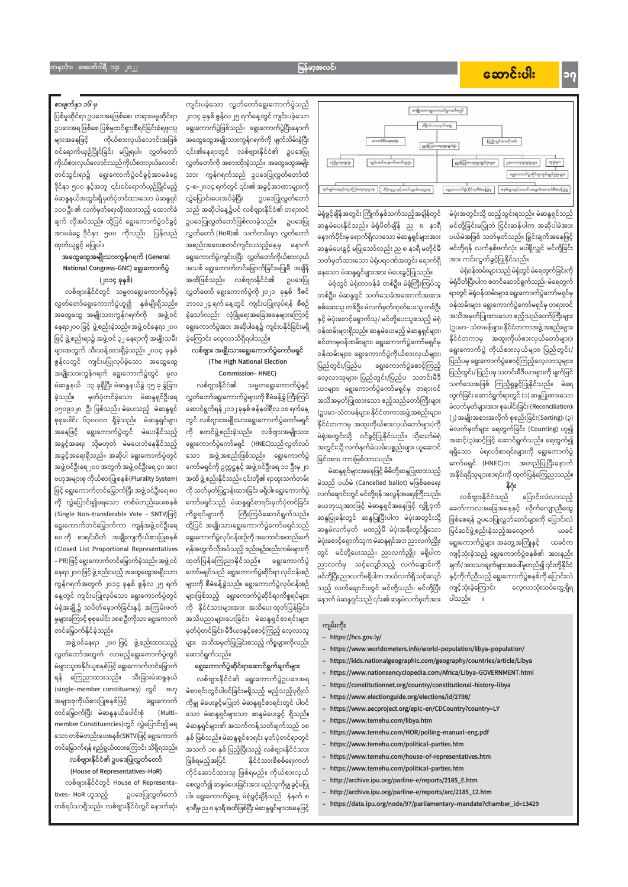စာမျက်နှာ ၁၆ မှ

ပြစ်မှုဆိုင်ရာ ဥပဒေအရဖြစ်စေ၊ တရားမမှုဆိုင်ရာ ဥပဒေအရ ဖြစ်စေ ပြစ်မှုထင်ရှားစီရင်ခြင်းခံရဖူးသူများအနေဖြင့် ကိုယ်စားလှယ်လောင်းအဖြစ် ဝင်ရောက်ယှဉ်ပြိုင်ခြင်း မပြုရပါ။ လွှတ်တော်ကိုယ်စားလှယ်လောင်းသည် ကိုယ်စားလှယ်လောင်း တင်သွင်းရာ၌ ရွေးကောက်ပွဲဝင်ခွင့်အာမခံငွေ ဒိုင်နာ ၅၀၀ နှင့်အတူ ၎င်းဝင်ရောက်ယှဉ်ပြိုင်မည့် မဲဆန္ဒနယ်အတွင်းရှိ မှတ်ပုံတင်ထားသော မဲဆန္ဒရှင် ၁၀၀ ဦး၏ လက်မှတ်ရေးထိုးထားသည့် ထောက်ခံချက် လိုအပ်သည်။ ထို့ပြင် ရွေးကောက်ပွဲဝင်ခွင့်အာမခံငွေ ဒိုင်နာ ၅၀၀ ကိုလည်း ပြန်လည်ထုတ်ယူခွင့် မပြုပါ။

**အထွေထွေအမျိုးသားကွန်ဂရက် (General National Congress–GNC) ရွေးကောက်ပွဲ (၂၀၁၂ ခုနှစ်)**

လစ်ဗျားနိုင်ငံတွင် သမ္မတရွေးကောက်ပွဲနှင့် လွှတ်တော်ရွေးကောက်ပွဲဟူ၍ နှစ်မျိုးရှိသည်။ အထွေထွေ အမျိုးသားကွန်ဂရက်ကို အဖွဲ့ဝင် နေရာ ၂၀၀ ဖြင့် ဖွဲ့စည်းခဲ့သည်။ အဖွဲ့ဝင်နေရာ ၂၀၀ ဖြင့် ဖွဲ့စည်းရာ၌ အဖွဲ့ဝင် ၃၂ နေရာကို အမျိုးသမီးများအတွက် သီးသန့်ထားရှိခဲ့သည်။ ၂၀၁၂ ခုနှစ် ဇူလိုင်လတွင် ကျင်းပပြုလုပ်ခဲ့သော အထွေထွေ အမျိုးသားကွန်ဂရက် ရွေးကောက်ပွဲတွင် မူလမဲဆန္ဒနယ် ၁၃ ခုရှိပြီး မဲဆန္ဒနယ်ခွဲ ၇၇ ခု ခွဲခြားခဲ့သည်။ မှတ်ပုံတင်ခဲ့သော မဲဆန္ဒရှင်ဦးရေ ၁၇၀၇၁၂၈ ဦး ဖြစ်သည်။ မဲပေးသည့် မဲဆန္ဒရှင် စုစုပေါင်း ၆၂၀၀၀၀ ရှိခဲ့သည်။ မဲဆန္ဒရှင်များ အနေဖြင့် ရွေးကောက်ပွဲတွင် မဲပေးနိုင်သည့် အခွင့်အရေး သို့မဟုတ် မဲမပေးဘဲနေနိုင်သည့် အခွင့်အရေးရှိသည်။ အဆိုပါ ရွေးကောက်ပွဲတွင် အဖွဲ့ဝင်ဦးရေ ၂၀၀ အတွက် အဖွဲ့ဝင်ဦးရေ ၄၀ အား ဗဟုအများစု ကိုယ်စားပြုစနစ် (Plurality System) ဖြင့် ရွေးကောက်တင်မြှောက်ပြီး အဖွဲ့ဝင်ဦးရေ ၈၀ ကို လွှဲပြောင်း၍မရသော တစ်မဲတည်းပေးစနစ် (Single Non-transferable Vote – SNTV)ဖြင့် ရွေးကောက်တင်မြှောက်ကာ ကျန်အဖွဲ့ဝင်ဦးရေ ၈၀ ကို စာရင်းဝင် အချိုးကျကိုယ်စားပြုစနစ် (Closed List Proportional Representatives – PR) ဖြင့် ရွေးကောက်တင်မြှောက်ခဲ့သည်။ အဖွဲ့ဝင်နေရာ ၂၀၀ ဖြင့် ဖွဲ့စည်းသည့် အထွေထွေအမျိုးသား ကွန်ဂရက်အတွက် ၂၀၁၄ ခုနှစ် ဇွန်လ ၂၅ ရက်နေ့တွင် ကျင်းပပြုလုပ်သော ရွေးကောက်ပွဲတွင် မဲရုံအချို့၌ သပိတ်မှောက်ခြင်းနှင့် အကြမ်းဖက်မှုများကြောင့် စုစုပေါင်း ၁၈၈ ဦးကိုသာ ရွေးကောက်တင်မြှောက်နိုင်ခဲ့သည်။

အဖွဲ့ဝင်နေရာ ၂၀၀ ဖြင့် ဖွဲ့စည်းထားသည့် လွှတ်တော်အတွက် လာမည့်ရွေးကောက်ပွဲတွင် မဲများသူအနိုင်ယူစနစ်ဖြင့် ရွေးကောက်တင်မြှောက်ရန် ကြေညာထားသည်။ သီးခြားမဲဆန္ဒနယ် (single-member constituency) တွင် ဗဟုအများစုကိုယ်စားပြုစနစ်ဖြင့် ရွေးကောက်တင်မြှောက်ပြီး မဲဆန္ဒနယ်ပေါင်းစုံ (Multi-member Constituencies)တွင် လွှဲပြောင်း၍ မရသော တစ်မဲတည်းပေးစနစ်(SNTV)ဖြင့် ရွေးကောက်တင်မြှောက်ရန် စုဖွဲ့ထားကြောင်း သိရှိရသည်။

**လစ်ဗျားနိုင်ငံ၏ ဥပဒေပြုလွှတ်တော် (House of Representatives–HoR)**

လစ်ဗျားနိုင်ငံတွင် House of Representatives- HoR ဟုသည့် ဥပဒေပြုလွှတ်တော် တစ်ရပ်သာရှိသည်။ လစ်ဗျားနိုင်ငံတွင် နောက်ဆုံးကျင်းပခဲ့သော လွှတ်တော်ရွေးကောက်ပွဲသည် ၂၀၁၄ ခုနှစ် ဇွန်လ ၂၅ ရက်နေ့တွင် ကျင်းပခဲ့သည့် ရွေးကောက်ပွဲဖြစ်သည်။ ရွေးကောက်ပွဲပြီးနောက် အထွေထွေအမျိုးသားကွန်ဂရက်ကို ဖျက်သိမ်းခဲ့ပြီး ၎င်း၏နေရာတွင် လစ်ဗျားနိုင်ငံ၏ ဥပဒေပြုလွှတ်တော်ကို အစားထိုးခဲ့သည်။ အထွေထွေအမျိုးသား ကွန်ဂရက်သည် ဥပဒေပြုလွှတ်တော်ထံ ၄-၈-၂၀၁၄ ရက်တွင် ၎င်း၏ အခွင့်အာဏာများကို လွှဲပြောင်းပေးအပ်ခဲ့ပြီး ဥပဒေပြုလွှတ်တော်သည် အဆိုပါနေ့၌ပင် လစ်ဗျားနိုင်ငံ၏ တရားဝင် ဥပဒေပြုလွှတ်တော်ဖြစ်လာခဲ့သည်။ ဥပဒေပြုလွှတ်တော် (HoR)၏ သက်တမ်းမှာ လွှတ်တော် အစည်းအဝေးစတင်ကျင်းပသည့်နေ့မှ နောက် ရွေးကောက်ပွဲကျင်းပပြီး လွှတ်တော်ကိုယ်စားလှယ်အသစ် ရွေးကောက်တင်မြှောက်ခြင်းမပြုမီ အချိန်အထိဖြစ်သည်။ လစ်ဗျားနိုင်ငံ၏ ဥပဒေပြုလွှတ်တော် ရွေးကောက်ပွဲကို ၂၀၂၁ ခုနှစ် ဒီဇင်ဘာလ ၂၄ ရက်နေ့တွင် ကျင်းပပြုလုပ်ရန် စီစဉ်ခဲ့သော်လည်း လုံခြုံရေးအခြေအနေများကြောင့် ရွေးကောက်ပွဲအား အဆိုပါနေ့တွင် ကျင်းပနိုင်ခြင်းမရှိခဲ့ကြောင်း လေ့လာသိရှိရပါသည်။

**လစ်ဗျားအမျိုးသားရွေးကောက်ပွဲကော်မရှင် (The High National Election Commission– HNEC)**

လစ်ဗျားနိုင်ငံ၏ သမ္မတရွေးကောက်ပွဲနှင့် လွှတ်တော်ရွေးကောက်ပွဲများကို စီမံခန့်ခွဲ ကြီးကြပ်ဆောင်ရွက်ရန် ၂၀၁၂ ခုနှစ် ဇန်နဝါရီလ ၁၈ ရက်နေ့တွင် လစ်ဗျားအမျိုးသားရွေးကောက်ပွဲကော်မရှင်အဖွဲ့ကို စတင်ဖွဲ့စည်းခဲ့သည်။ လစ်ဗျားအမျိုးသားရွေးကောက်ပွဲကော်မရှင် (HNEC)သည် လွတ်လပ်သော အဖွဲ့အစည်းဖြစ်သည်။ ရွေးကောက်ပွဲကော်မရှင်ကို ဥက္ကဋ္ဌနှင့် အဖွဲ့ဝင်ဦးရေ ၁၁ ဦး အထိ ဖွဲ့စည်းနိုင်သည်။ ၎င်းတို့၏ ရာထူးသက်တမ်းကို သတ်မှတ်ပြဋ္ဌာန်းထားခြင်း မရှိပါ။ ရွေးကောက်ပွဲကော်မရှင်သည် မဲဆန္ဒရှင်စာရင်းမှတ်ပုံတင်ခြင်းကိစ္စရပ်များကို ကြီးကြပ်ဆောင်ရွက်သည်။ ထို့ပြင် အမျိုးသားရွေးကောက်ပွဲကော်မရှင်သည် ရွေးကောက်ပွဲလုပ်ငန်းစဉ်ကို အကောင်အထည်ဖော်ရန်အတွက် လိုအပ်သည့် စည်းမျဉ်းစည်းကမ်းများကို ထုတ်ပြန်ကြေညာနိုင်သည်။ ရွေးကောက်ပွဲကော်မရှင်သည် ရွေးကောက်ပွဲဆိုင်ရာ လုပ်ငန်းစဉ်များကို စီမံခန့်ခွဲသည်။ ရွေးကောက်ပွဲလုပ်ငန်းစဉ်များဖြစ်သည့် ရွေးကောက်ပွဲဆိုင်ရာကိစ္စရပ်များကို နိုင်ငံသားများအား အသိပေးထုတ်ပြန်ခြင်း၊ အသိပညာပေးခြင်း၊ မဲဆန္ဒရှင်စာရင်းများ မှတ်ပုံတင်ခြင်း၊ မီဒီယာနှင့်စောင့်ကြည့် လေ့လာသူများ အသိအမှတ်ပြုခြင်းစသည့် ကိစ္စရပ်များကိုလည်း ဆောင်ရွက်သည်။

**ရွေးကောက်ပွဲဆိုင်ရာဆောင်ရွက်ချက်များ**

လစ်ဗျားနိုင်ငံ၏ ရွေးကောက်ပွဲဥပဒေအရ မဲစာရင်းတွင်ပါဝင်ခြင်းမရှိသည့် မည်သည့်ပုဂ္ဂိုလ်မျှ မဲပေးခွင့်မပြုဘဲ မဲဆန္ဒရှင်စာရင်းတွင် ပါဝင်သော မဲဆန္ဒရှင်များသာ ဆန္ဒမဲပေးခွင့် ရှိသည်။ မဲဆန္ဒရှင်များ၏ အသက်ကန့်သတ်ချက်သည် ၁၈ နှစ် ဖြစ်သည်။ မဲဆန္ဒရှင်စာရင်း မှတ်ပုံတင်ရာတွင် အသက် ၁၈ နှစ် ပြည့်ပြီးသည့် လစ်ဗျားနိုင်ငံသား ဖြစ်ရမည့်အပြင် နိုင်ငံသားစိစစ်ရေးကတ်ကိုင်ဆောင်ထားသူ ဖြစ်ရမည်။ ကိုယ်စားလှယ်စလှယ်၍ ဆန္ဒမဲပေးခြင်းအား မည်သူ့ကိုမျှ ခွင့်မပြုပါ။ ရွေးကောက်ပွဲနေ့ မဲရုံဖွင့်ချိန်သည် နံနက် ၈ နာရီမှ ည ၈ နာရီအထိဖြစ်ပြီး မဲဆန္ဒရှင်များအနေဖြင့် မဲရုံဖွင့်ချိန်အတွင်း ကြိုက်နှစ်သက်သည့်အချိန်တွင် ဆန္ဒမဲပေးနိုင်သည်။ မဲရုံပိတ်ချိန် ည ၈ နာရီနောက်ပိုင်းမှ ရောက်ရှိလာသော မဲဆန္ဒရှင်များအား ဆန္ဒမဲပေးခွင့် မပြုသော်လည်း ည ၈ နာရီ မတိုင်မီ သတ်မှတ်ထားသော မဲရုံရာဝင်းအတွင်း ရောက်ရှိနေသော မဲဆန္ဒရှင်များအား မဲပေးခွင့်ပြုသည်။

မဲရုံတွင် မဲရုံတာဝန်ခံ တစ်ဦး၊ မဲရုံကြီးကြပ်သူ တစ်ဦး၊ မဲဆန္ဒရှင် သက်သေခံအထောက်အထား စစ်ဆေးသူ တစ်ဦး၊ မဲလက်မှတ်ထုတ်ပေးသူ တစ်ဦးနှင့် မဲပုံးစောင့်ရှောက်သူ/ မင်တို့ပေးသူစသည့် မဲရုံဝန်ထမ်းများရှိသည်။ ဆန္ဒမဲပေးမည့် မဲဆန္ဒရှင်များ၊ စင်တာမှဝန်ထမ်းများ၊ ရွေးကောက်ပွဲကော်မရှင်ဝန်ထမ်းများ၊ ရွေးကောက်ပွဲကိုယ်စားလှယ်များ၊ ပြည်တွင်း/ပြည်ပ ရွေးကောက်ပွဲစောင့်ကြည့်လေ့လာသူများ၊ ပြည်တွင်း/ပြည်ပ သတင်းမီဒီယာများ၊ ရွေးကောက်ပွဲကော်မရှင် တရားဝင်အသိအမှတ်ပြုထားသော စည့်သည်တော်ကြီးများ (ဥပမာ–သံတမန်များ၊ နိုင်ငံတကာအဖွဲ့အစည်းများ၊ နိုင်ငံတကာမှ အထူးကိုယ်စားလှယ်တော်များ)ကို မဲရုံအတွင်း ဝင်ခွင့်ပြုနိုင်သည်။ သို့သော်မဲရုံအတွင်းသို့ လက်နက်ခဲယမ်းမီးကျောက်များ ယူဆောင်ခြင်းအား တားမြစ်ထားသည်။

မဲဆန္ဒရှင်များအနေဖြင့် မိမိတို့ဆန္ဒပြုထားသည့် မဲသည် ပယ်မဲ (Cancelled ballot) မဖြစ်စေရေး လက်ချောင်းတွင် မင်တို့ရန် အလွန်အရေးကြီးသည်။ ယေဘုယျအားဖြင့် မဲဆန္ဒရှင်အနေဖြင့် လျှို့ဝှက်ဆန္ဒပြုခန်းတွင် ဆန္ဒပြုပြီးပါက မဲပုံးအတွင်းသို့ ဆန္ဒမဲလက်မှတ် မထည့်မီ မဲပုံးအနီးတွင်ရှိသော မဲပုံးစောင့်ရှောက်သူက မဲဆန္ဒရှင်အား ညာလက်ညှိုးတွင် မင်တို့ပေးသည်။ ညာလက်ညှိုး မရှိပါက ညာလက်မှ သင့်လျော်သည့် လက်ချောင်းကို မင်တို့ပြီး ညာလက်မရှိပါက ဘယ်လက်ရှိ သင့်လျော်သည့် လက်ချောင်းတွင် မင်တို့သည်။ မင်တို့ပြီးနောက် မဲဆန္ဒရှင်သည် ၎င်း၏ ဆန္ဒမဲလက်မှတ်အား မဲပုံးအတွင်းသို့ ထည့်သွင်းရသည်။ မဲဆန္ဒရှင်သည် မင်တို့ခြင်းမပြုဘဲ ငြင်းဆန်ပါက အဆိုပါမဲအား ပယ်မဲအဖြစ် သတ်မှတ်သည်။ ခြွင်းချက်အနေဖြင့် မင်တို့ရန် လက်ခုဖဝါးလုံး မပါရှိလျှင် မင်တို့ခြင်းအား ကင်းလွတ်ခွင့်ပြုနိုင်သည်။

မဲရုံဝန်ထမ်းများသည် မဲရုံတွင် မဲရေတွက်ခြင်းကို မဲရုံပိတ်ပြီးပါက စတင်ဆောင်ရွက်သည်။ မဲရေတွက်ရာတွင် မဲရုံဝန်ထမ်းများ၊ ရွေးကောက်ပွဲကော်မရှင်မှ ဝန်ထမ်းများ၊ ရွေးကောက်ပွဲကော်မရှင်မှ တရားဝင်အသိအမှတ်ပြုထားသော စည့်သည်တော်ကြီးများ (ဥပမာ–သံတမန်များ၊ နိုင်ငံတကာအဖွဲ့အစည်းများ၊ နိုင်ငံတကာမှ အထူးကိုယ်စားလှယ်တော်များ)၊ ရွေးကောက်ပွဲ ကိုယ်စားလှယ်များ၊ ပြည်တွင်း/ပြည်ပ ရွေးကောက်ပွဲစောင့်ကြည့်လေ့လာသူများ၊ ပြည်တွင်း/ပြည်ပ သတင်းမီဒီယာများကို မျက်မြင်သက်သေအဖြစ် ကြည့်ရှုခွင့်ပြုနိုင်သည်။ မဲရေတွက်ခြင်း ဆောင်ရွက်ရာတွင် (၁) ဆန္ဒပြုထားသော မဲလက်မှတ်များအား စုပေါင်းခြင်း (Reconciliation)၊ (၂) အမျိုးအစားအလိုက် စုစည်းခြင်း (Sorting)၊ (၃) မဲလက်မှတ်များ ရေတွက်ခြင်း (Counting) ဟူ၍ အဆင့်(၃)ဆင့်ဖြင့် ဆောင်ရွက်သည်။ ရေတွက်၍ ရရှိသော မဲရလဒ်စာရင်းများကို ရွေးကောက်ပွဲကော်မရှင် (HNEC)က အတည်ပြုပြီးနောက် အနိုင်ရရှိသူများစာရင်းကို ထုတ်ပြန်ကြေညာသည်။

**နိဂုံး**

လစ်ဗျားနိုင်ငံသည် ပြောင်းလဲလာသည့် ခေတ်ကာလအခြေအနေနှင့် လိုက်လျောညီထွေဖြစ်စေရန် ဥပဒေပြုလွှတ်တော်များကို ပြောင်းလဲပြင်ဆင်ဖွဲ့စည်းခဲ့သည့်အလျောက် ယခင်ရွေးကောက်ပွဲများ အတွေ့အကြုံနှင့် ယခင်က ကျင့်သုံးခဲ့သည့် ရွေးကောက်ပွဲစနစ်၏ အားနည်းချက်/ အားသာချက်များအပေါ်မူတည်၍ ၎င်းတို့နိုင်ငံနှင့်ကိုက်ညီသည့် ရွေးကောက်ပွဲစနစ်ကို ပြောင်းလဲကျင့်သုံးခဲ့ကြောင်း လေ့လာသုံးသပ်တွေ့ရှိရပါသည်။ ။

**ကျမ်းကိုး**

- https://hcs.gov.ly/
- https://www.worldometers.info/world-population/libya-population/
- https://kids.nationalgeographic.com/geography/countries/article/Libya
- https://www.nationsencyclopedia.com/Africa/Libya-GOVERNMENT.html
- https://constitutionnet.org/country/constitutional-history-libya
- https://www.electionguide.org/elections/id/2798/
- https://www.aecproject.org/epic-en/CDCountry?country=LY
- https://www.temehu.com/libya.htm
- https://www.temehu.com/HOR/polling-manual-eng.pdf
- https://www.temehu.com/political-parties.htm
- https://www.temehu.com/house-of-representatives.htm
- https://www.temehu.com/political-parties.htm
- http://archive.ipu.org/parline-e/reports/2185_E.htm
- http://archive.ipu.org/parline-e/reports/arc/2185_12.htm
- https://data.ipu.org/node/97/parliamentary-mandate?chamber_id=13429